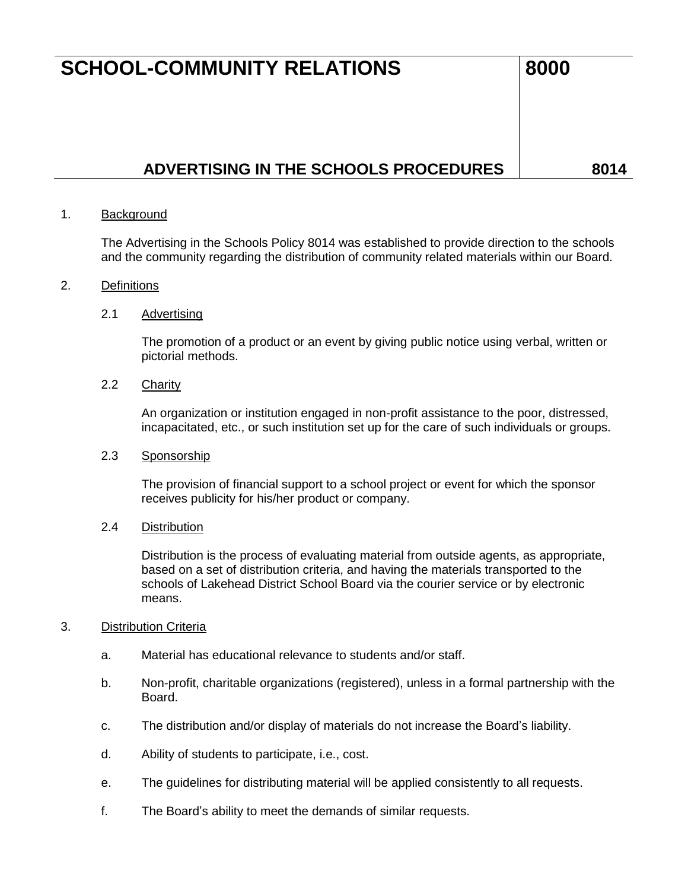# SCHOOL-COMMUNITY RELATIONS 8000

## ADVERTISING IN THE SCHOOLS PROCEDURES 8014

1. Background

   The Advertising in the Schools Policy 8014 was established to provide direction to the schools and the community regarding the distribution of community related materials within our Board.

2. Definitions

   2.1 Advertising

   The promotion of a product or an event by giving public notice using verbal, written or pictorial methods.

   2.2 Charity

   An organization or institution engaged in non-profit assistance to the poor, distressed, incapacitated, etc., or such institution set up for the care of such individuals or groups.

   2.3 Sponsorship

   The provision of financial support to a school project or event for which the sponsor receives publicity for his/her product or company.

   2.4 Distribution

   Distribution is the process of evaluating material from outside agents, as appropriate, based on a set of distribution criteria, and having the materials transported to the schools of Lakehead District School Board via the courier service or by electronic means.

3. Distribution Criteria

   a. Material has educational relevance to students and/or staff.

   b. Non-profit, charitable organizations (registered), unless in a formal partnership with the Board.

   c. The distribution and/or display of materials do not increase the Board's liability.

   d. Ability of students to participate, i.e., cost.

   e. The guidelines for distributing material will be applied consistently to all requests.

   f. The Board's ability to meet the demands of similar requests.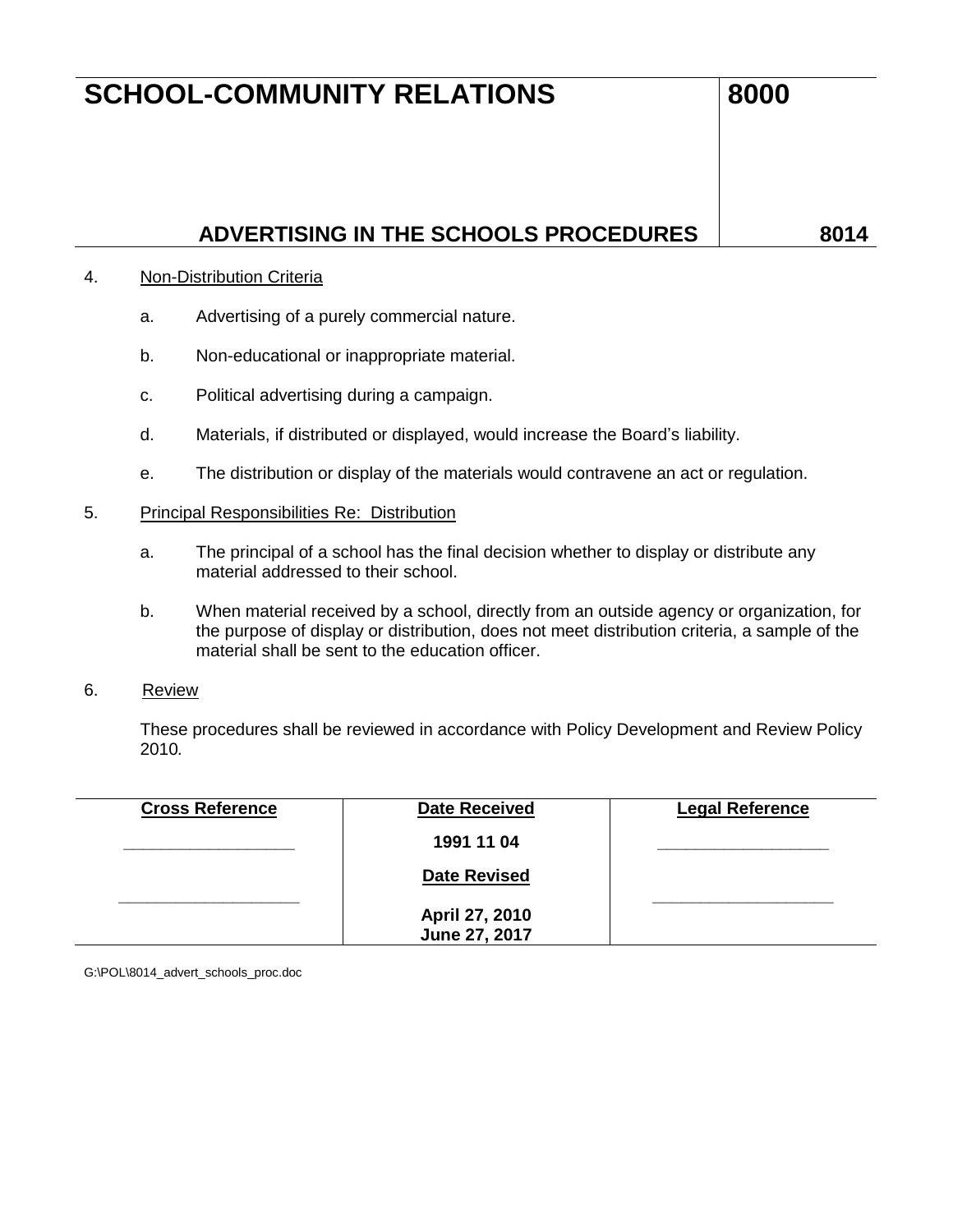# SCHOOL-COMMUNITY RELATIONS — 8000

## ADVERTISING IN THE SCHOOLS PROCEDURES — 8014

4. Non-Distribution Criteria

    a. Advertising of a purely commercial nature.

    b. Non-educational or inappropriate material.

    c. Political advertising during a campaign.

    d. Materials, if distributed or displayed, would increase the Board's liability.

    e. The distribution or display of the materials would contravene an act or regulation.

5. Principal Responsibilities Re: Distribution

    a. The principal of a school has the final decision whether to display or distribute any material addressed to their school.

    b. When material received by a school, directly from an outside agency or organization, for the purpose of display or distribution, does not meet distribution criteria, a sample of the material shall be sent to the education officer.

6. Review

    These procedures shall be reviewed in accordance with Policy Development and Review Policy 2010.

| **Cross Reference** | **Date Received** | **Legal Reference** |
| --- | --- | --- |
| ___________________ | **1991 11 04** | ___________________ |
| ___________________ | **Date Revised** | ___________________ |
| | **April 27, 2010**<br>**June 27, 2017** | |

G:\POL\8014_advert_schools_proc.doc